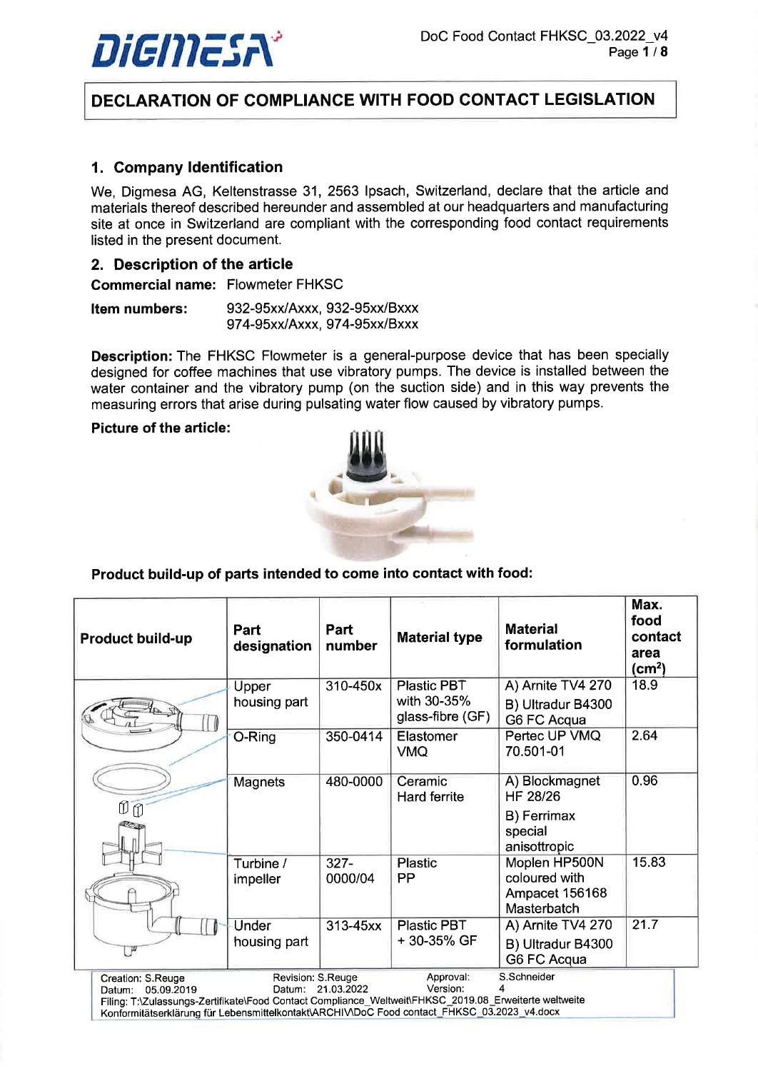# DECLARATION OF COMPLIANCE WITH FOOD CONTACT LEGISLATION

## 1. Company Identification

We, Digmesa AG, Keltenstrasse 31, 2563 Ipsach, Switzerland, declare that the article and materials thereof described hereunder and assembled at our headquarters and manufacturing site at once in Switzerland are compliant with the corresponding food contact requirements listed in the present document.

## 2. Description of the article

**Commercial name:** Flowmeter FHKSC

**Item numbers:** 932-95xx/Axxx, 932-95xx/Bxxx
974-95xx/Axxx, 974-95xx/Bxxx

**Description:** The FHKSC Flowmeter is a general-purpose device that has been specially designed for coffee machines that use vibratory pumps. The device is installed between the water container and the vibratory pump (on the suction side) and in this way prevents the measuring errors that arise during pulsating water flow caused by vibratory pumps.

**Picture of the article:**

**Product build-up of parts intended to come into contact with food:**

| Product build-up | Part designation | Part number | Material type | Material formulation | Max. food contact area (cm²) |
|---|---|---|---|---|---|
| | Upper housing part | 310-450x | Plastic PBT with 30-35% glass-fibre (GF) | A) Arnite TV4 270<br>B) Ultradur B4300 G6 FC Acqua | 18.9 |
| | O-Ring | 350-0414 | Elastomer VMQ | Pertec UP VMQ 70.501-01 | 2.64 |
| | Magnets | 480-0000 | Ceramic Hard ferrite | A) Blockmagnet HF 28/26<br>B) Ferrimax special anisottropic | 0.96 |
| | Turbine / impeller | 327-0000/04 | Plastic PP | Moplen HP500N coloured with Ampacet 156168 Masterbatch | 15.83 |
| | Under housing part | 313-45xx | Plastic PBT + 30-35% GF | A) Arnite TV4 270<br>B) Ultradur B4300 G6 FC Acqua | 21.7 |

Creation: S.Reuge Datum: 05.09.2019 | Revision: S.Reuge Datum: 21.03.2022 | Approval: S.Schneider Version: 4
Filing: T:\Zulassungs-Zertifikate\Food Contact Compliance_Weltweit\FHKSC_2019.08_Erweiterte weltweite Konformitätserklärung für Lebensmittelkontakt\ARCHIV\DoC Food contact_FHKSC_03.2023_v4.docx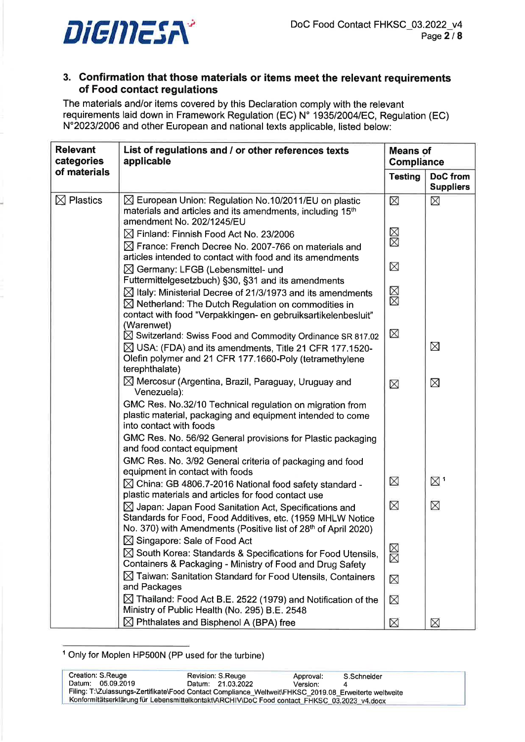### 3. Confirmation that those materials or items meet the relevant requirements of Food contact regulations

The materials and/or items covered by this Declaration comply with the relevant requirements laid down in Framework Regulation (EC) N° 1935/2004/EC, Regulation (EC) N°2023/2006 and other European and national texts applicable, listed below:

| Relevant categories of materials | List of regulations and / or other references texts applicable | Means of Compliance | |
|---|---|---|---|
| | | Testing | DoC from Suppliers |
| ☒ Plastics | ☒ European Union: Regulation No.10/2011/EU on plastic materials and articles and its amendments, including 15th amendment No. 202/1245/EU | ☒ | ☒ |
| | ☒ Finland: Finnish Food Act No. 23/2006 | ☒ | |
| | ☒ France: French Decree No. 2007-766 on materials and articles intended to contact with food and its amendments | ☒ | |
| | ☒ Germany: LFGB (Lebensmittel- und Futtermittelgesetzbuch) §30, §31 and its amendments | ☒ | |
| | ☒ Italy: Ministerial Decree of 21/3/1973 and its amendments | ☒ | |
| | ☒ Netherland: The Dutch Regulation on commodities in contact with food "Verpakkingen- en gebruiksartikelenbesluit" (Warenwet) | ☒ | |
| | ☒ Switzerland: Swiss Food and Commodity Ordinance SR 817.02 | ☒ | |
| | ☒ USA: (FDA) and its amendments, Title 21 CFR 177.1520-Olefin polymer and 21 CFR 177.1660-Poly (tetramethylene terephthalate) | | ☒ |
| | ☒ Mercosur (Argentina, Brazil, Paraguay, Uruguay and Venezuela):<br>GMC Res. No.32/10 Technical regulation on migration from plastic material, packaging and equipment intended to come into contact with foods<br>GMC Res. No. 56/92 General provisions for Plastic packaging and food contact equipment<br>GMC Res. No. 3/92 General criteria of packaging and food equipment in contact with foods | ☒ | ☒ |
| | ☒ China: GB 4806.7-2016 National food safety standard - plastic materials and articles for food contact use | ☒ | ☒ [1] |
| | ☒ Japan: Japan Food Sanitation Act, Specifications and Standards for Food, Food Additives, etc. (1959 MHLW Notice No. 370) with Amendments (Positive list of 28th of April 2020) | ☒ | ☒ |
| | ☒ Singapore: Sale of Food Act | ☒ | |
| | ☒ South Korea: Standards & Specifications for Food Utensils, Containers & Packaging - Ministry of Food and Drug Safety | ☒ | |
| | ☒ Taiwan: Sanitation Standard for Food Utensils, Containers and Packages | ☒ | |
| | ☒ Thailand: Food Act B.E. 2522 (1979) and Notification of the Ministry of Public Health (No. 295) B.E. 2548 | ☒ | |
| | ☒ Phthalates and Bisphenol A (BPA) free | ☒ | ☒ |

[1] Only for Moplen HP500N (PP used for the turbine)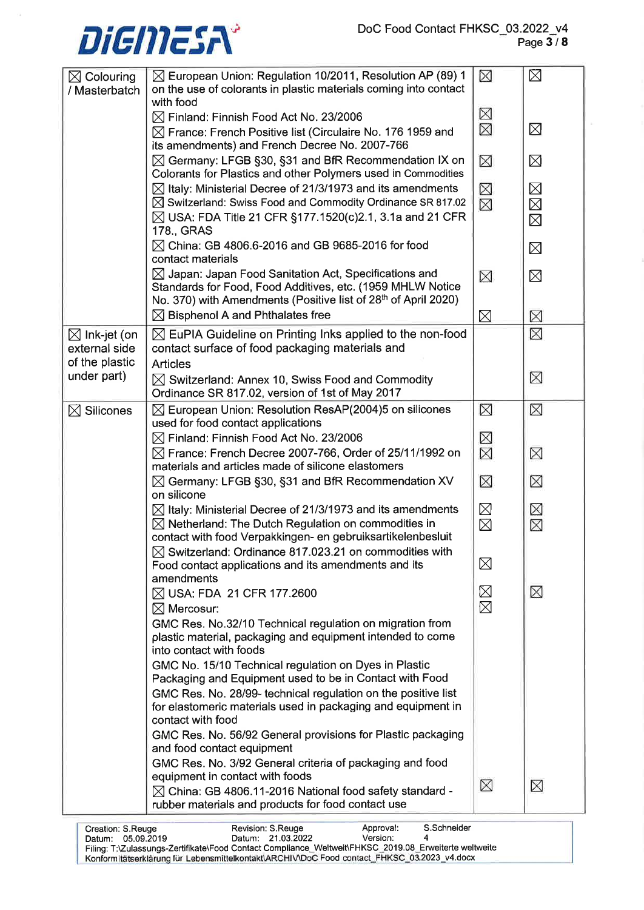| | | | |
|---|---|---|---|
| ☒ Colouring / Masterbatch | ☒ European Union: Regulation 10/2011, Resolution AP (89) 1 on the use of colorants in plastic materials coming into contact with food | ☒ | ☒ |
| | ☒ Finland: Finnish Food Act No. 23/2006 | ☒ | |
| | ☒ France: French Positive list (Circulaire No. 176 1959 and its amendments) and French Decree No. 2007-766 | ☒ | ☒ |
| | ☒ Germany: LFGB §30, §31 and BfR Recommendation IX on Colorants for Plastics and other Polymers used in Commodities | ☒ | ☒ |
| | ☒ Italy: Ministerial Decree of 21/3/1973 and its amendments | ☒ | ☒ |
| | ☒ Switzerland: Swiss Food and Commodity Ordinance SR 817.02 | ☒ | ☒ |
| | ☒ USA: FDA Title 21 CFR §177.1520(c)2.1, 3.1a and 21 CFR 178., GRAS | | ☒ |
| | ☒ China: GB 4806.6-2016 and GB 9685-2016 for food contact materials | | ☒ |
| | ☒ Japan: Japan Food Sanitation Act, Specifications and Standards for Food, Food Additives, etc. (1959 MHLW Notice No. 370) with Amendments (Positive list of 28th of April 2020) | ☒ | ☒ |
| | ☒ Bisphenol A and Phthalates free | ☒ | ☒ |
| ☒ Ink-jet (on external side of the plastic under part) | ☒ EuPIA Guideline on Printing Inks applied to the non-food contact surface of food packaging materials and Articles | | ☒ |
| | ☒ Switzerland: Annex 10, Swiss Food and Commodity Ordinance SR 817.02, version of 1st of May 2017 | | ☒ |
| ☒ Silicones | ☒ European Union: Resolution ResAP(2004)5 on silicones used for food contact applications | ☒ | ☒ |
| | ☒ Finland: Finnish Food Act No. 23/2006 | ☒ | |
| | ☒ France: French Decree 2007-766, Order of 25/11/1992 on materials and articles made of silicone elastomers | ☒ | ☒ |
| | ☒ Germany: LFGB §30, §31 and BfR Recommendation XV on silicone | ☒ | ☒ |
| | ☒ Italy: Ministerial Decree of 21/3/1973 and its amendments | ☒ | ☒ |
| | ☒ Netherland: The Dutch Regulation on commodities in contact with food Verpakkingen- en gebruiksartikelenbesluit | ☒ | ☒ |
| | ☒ Switzerland: Ordinance 817.023.21 on commodities with Food contact applications and its amendments and its amendments | ☒ | |
| | ☒ USA: FDA 21 CFR 177.2600 | ☒ | ☒ |
| | ☒ Mercosur:<br>GMC Res. No.32/10 Technical regulation on migration from plastic material, packaging and equipment intended to come into contact with foods<br>GMC No. 15/10 Technical regulation on Dyes in Plastic Packaging and Equipment used to be in Contact with Food<br>GMC Res. No. 28/99- technical regulation on the positive list for elastomeric materials used in packaging and equipment in contact with food<br>GMC Res. No. 56/92 General provisions for Plastic packaging and food contact equipment<br>GMC Res. No. 3/92 General criteria of packaging and food equipment in contact with foods | ☒ | |
| | ☒ China: GB 4806.11-2016 National food safety standard - rubber materials and products for food contact use | ☒ | ☒ |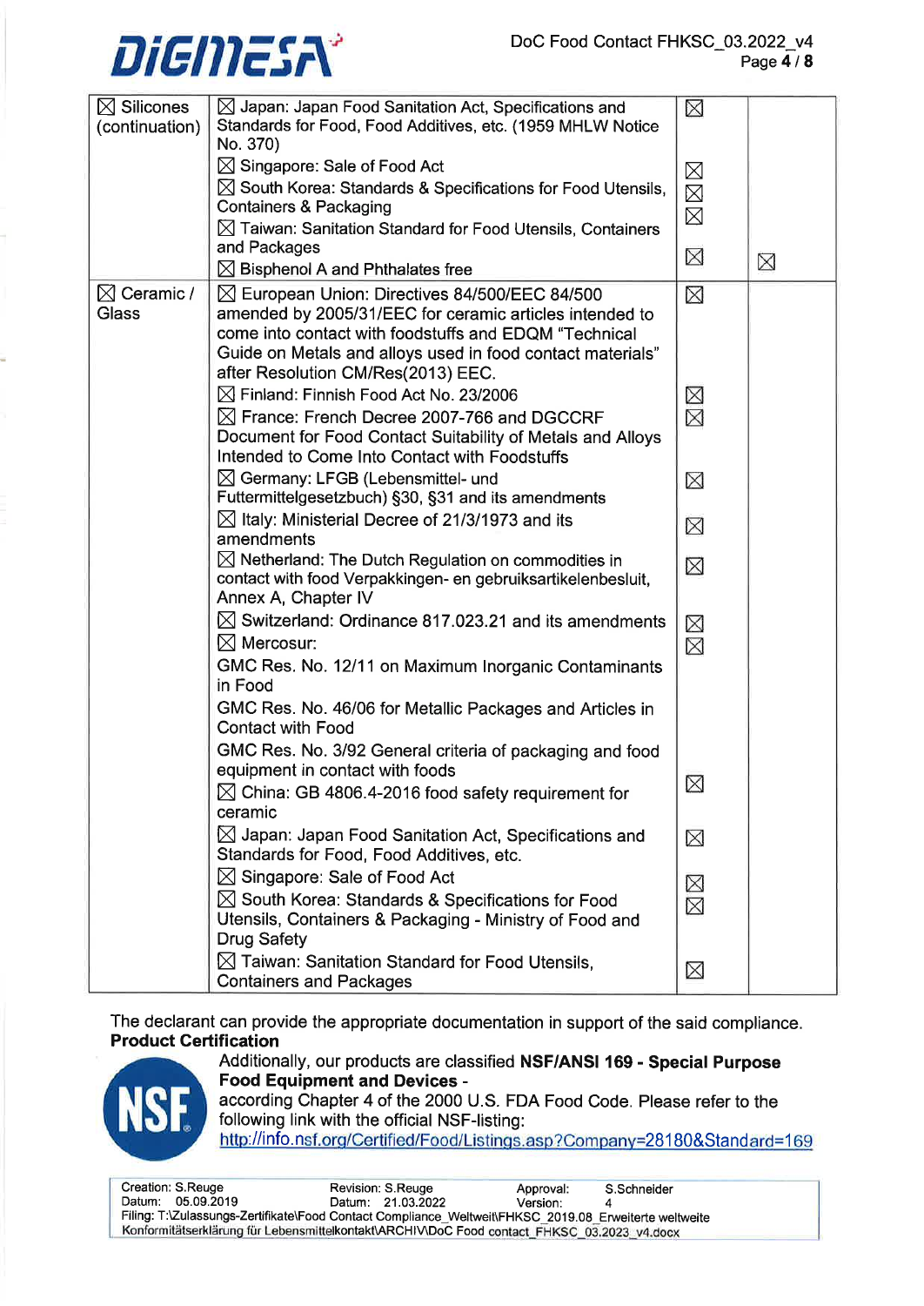| | | | |
|---|---|---|---|
| ☒ Silicones (continuation) | ☒ Japan: Japan Food Sanitation Act, Specifications and Standards for Food, Food Additives, etc. (1959 MHLW Notice No. 370)<br>☒ Singapore: Sale of Food Act<br>☒ South Korea: Standards & Specifications for Food Utensils, Containers & Packaging<br>☒ Taiwan: Sanitation Standard for Food Utensils, Containers and Packages<br>☒ Bisphenol A and Phthalates free | ☒<br>☒<br>☒<br>☒<br>☒ | ☒ |
| ☒ Ceramic / Glass | ☒ European Union: Directives 84/500/EEC 84/500 amended by 2005/31/EEC for ceramic articles intended to come into contact with foodstuffs and EDQM "Technical Guide on Metals and alloys used in food contact materials" after Resolution CM/Res(2013) EEC.<br>☒ Finland: Finnish Food Act No. 23/2006<br>☒ France: French Decree 2007-766 and DGCCRF Document for Food Contact Suitability of Metals and Alloys Intended to Come Into Contact with Foodstuffs<br>☒ Germany: LFGB (Lebensmittel- und Futtermittelgesetzbuch) §30, §31 and its amendments<br>☒ Italy: Ministerial Decree of 21/3/1973 and its amendments<br>☒ Netherland: The Dutch Regulation on commodities in contact with food Verpakkingen- en gebruiksartikelenbesluit, Annex A, Chapter IV<br>☒ Switzerland: Ordinance 817.023.21 and its amendments<br>☒ Mercosur:<br>GMC Res. No. 12/11 on Maximum Inorganic Contaminants in Food<br>GMC Res. No. 46/06 for Metallic Packages and Articles in Contact with Food<br>GMC Res. No. 3/92 General criteria of packaging and food equipment in contact with foods<br>☒ China: GB 4806.4-2016 food safety requirement for ceramic<br>☒ Japan: Japan Food Sanitation Act, Specifications and Standards for Food, Food Additives, etc.<br>☒ Singapore: Sale of Food Act<br>☒ South Korea: Standards & Specifications for Food Utensils, Containers & Packaging - Ministry of Food and Drug Safety<br>☒ Taiwan: Sanitation Standard for Food Utensils, Containers and Packages | ☒<br>☒<br>☒<br>☒<br>☒<br>☒<br>☒<br>☒<br>☒<br>☒<br>☒<br>☒<br>☒ | |

The declarant can provide the appropriate documentation in support of the said compliance.

**Product Certification**

Additionally, our products are classified **NSF/ANSI 169 - Special Purpose Food Equipment and Devices** - according Chapter 4 of the 2000 U.S. FDA Food Code. Please refer to the following link with the official NSF-listing:
http://info.nsf.org/Certified/Food/Listings.asp?Company=28180&Standard=169

| | | |
|---|---|---|
| Creation: S.Reuge<br>Datum: 05.09.2019 | Revision: S.Reuge<br>Datum: 21.03.2022 | Approval: S.Schneider<br>Version: 4 |

Filing: T:\Zulassungs-Zertifikate\Food Contact Compliance_Weltweit\FHKSC_2019.08_Erweiterte weltweite Konformitätserklärung für Lebensmittelkontakt\ARCHIV\DoC Food contact_FHKSC_03.2023_v4.docx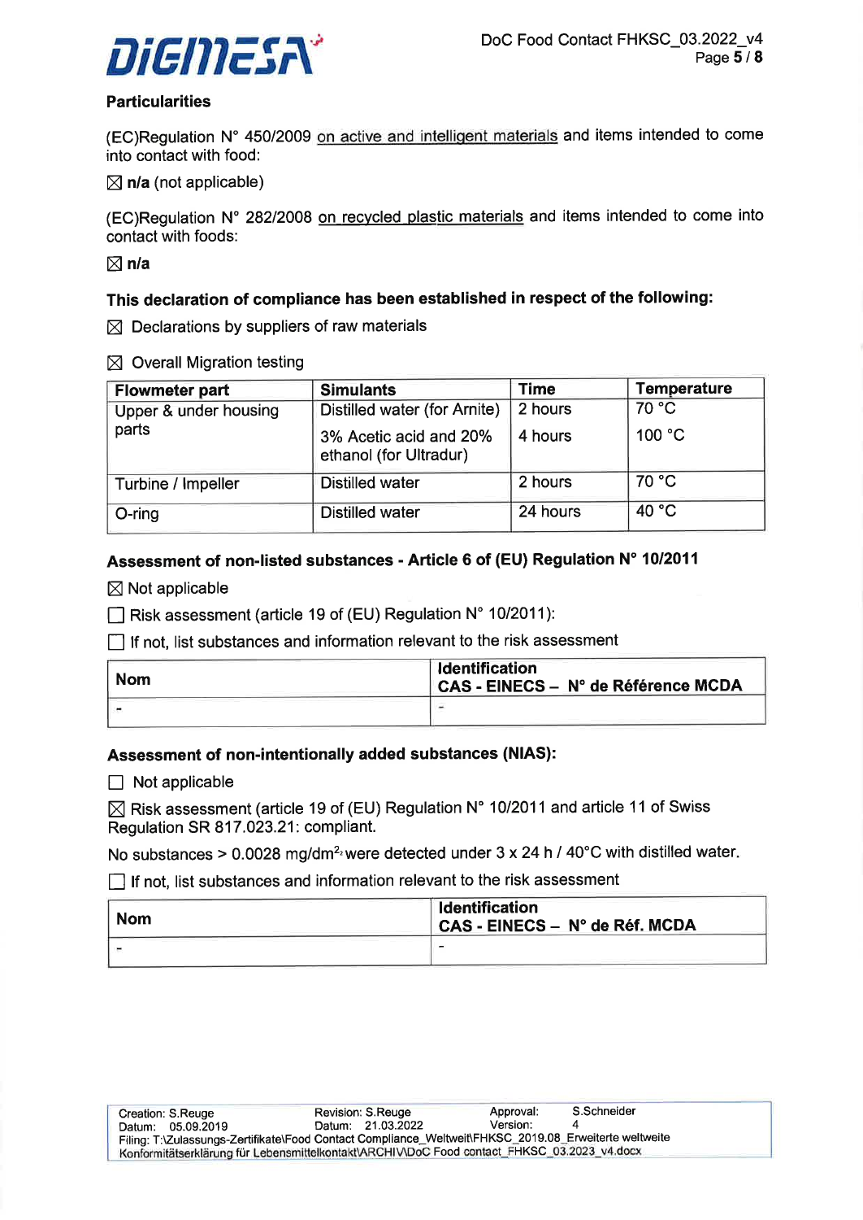## Particularities

(EC)Regulation N° 450/2009 <u>on active and intelligent materials</u> and items intended to come into contact with food:

☒ **n/a** (not applicable)

(EC)Regulation N° 282/2008 <u>on recycled plastic materials</u> and items intended to come into contact with foods:

☒ **n/a**

### This declaration of compliance has been established in respect of the following:

☒ Declarations by suppliers of raw materials

☒ Overall Migration testing

| Flowmeter part | Simulants | Time | Temperature |
|---|---|---|---|
| Upper & under housing parts | Distilled water (for Arnite)<br>3% Acetic acid and 20% ethanol (for Ultradur) | 2 hours<br>4 hours | 70 °C<br>100 °C |
| Turbine / Impeller | Distilled water | 2 hours | 70 °C |
| O-ring | Distilled water | 24 hours | 40 °C |

### Assessment of non-listed substances - Article 6 of (EU) Regulation N° 10/2011

☒ Not applicable

☐ Risk assessment (article 19 of (EU) Regulation N° 10/2011):

☐ If not, list substances and information relevant to the risk assessment

| Nom | Identification<br>CAS - EINECS – N° de Référence MCDA |
|---|---|
| - | - |

### Assessment of non-intentionally added substances (NIAS):

☐ Not applicable

☒ Risk assessment (article 19 of (EU) Regulation N° 10/2011 and article 11 of Swiss Regulation SR 817.023.21: compliant.

No substances > 0.0028 mg/dm², were detected under 3 x 24 h / 40°C with distilled water.

☐ If not, list substances and information relevant to the risk assessment

| Nom | Identification<br>CAS - EINECS – N° de Réf. MCDA |
|---|---|
| - | - |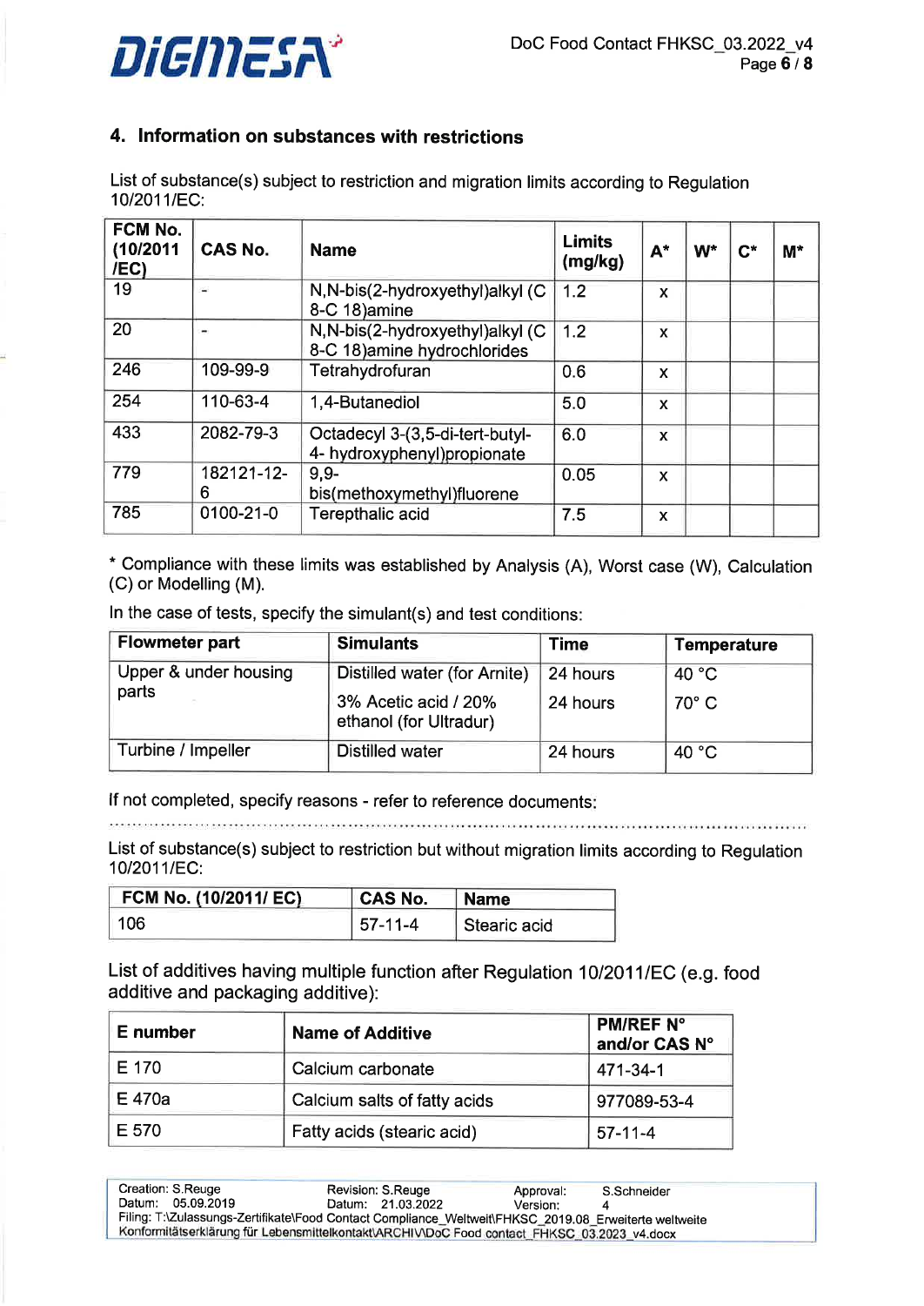## 4. Information on substances with restrictions

List of substance(s) subject to restriction and migration limits according to Regulation 10/2011/EC:

| FCM No. (10/2011 /EC) | CAS No. | Name | Limits (mg/kg) | A* | W* | C* | M* |
|---|---|---|---|---|---|---|---|
| 19 | - | N,N-bis(2-hydroxyethyl)alkyl (C 8-C 18)amine | 1.2 | x | | | |
| 20 | - | N,N-bis(2-hydroxyethyl)alkyl (C 8-C 18)amine hydrochlorides | 1.2 | x | | | |
| 246 | 109-99-9 | Tetrahydrofuran | 0.6 | x | | | |
| 254 | 110-63-4 | 1,4-Butanediol | 5.0 | x | | | |
| 433 | 2082-79-3 | Octadecyl 3-(3,5-di-tert-butyl-4- hydroxyphenyl)propionate | 6.0 | x | | | |
| 779 | 182121-12-6 | 9,9-bis(methoxymethyl)fluorene | 0.05 | x | | | |
| 785 | 0100-21-0 | Terepthalic acid | 7.5 | x | | | |

\* Compliance with these limits was established by Analysis (A), Worst case (W), Calculation (C) or Modelling (M).

In the case of tests, specify the simulant(s) and test conditions:

| Flowmeter part | Simulants | Time | Temperature |
|---|---|---|---|
| Upper & under housing parts | Distilled water (for Arnite)<br>3% Acetic acid / 20% ethanol (for Ultradur) | 24 hours<br>24 hours | 40 °C<br>70° C |
| Turbine / Impeller | Distilled water | 24 hours | 40 °C |

If not completed, specify reasons - refer to reference documents:

..........................................................................................................................................

List of substance(s) subject to restriction but without migration limits according to Regulation 10/2011/EC:

| FCM No. (10/2011/ EC) | CAS No. | Name |
|---|---|---|
| 106 | 57-11-4 | Stearic acid |

List of additives having multiple function after Regulation 10/2011/EC (e.g. food additive and packaging additive):

| E number | Name of Additive | PM/REF N° and/or CAS N° |
|---|---|---|
| E 170 | Calcium carbonate | 471-34-1 |
| E 470a | Calcium salts of fatty acids | 977089-53-4 |
| E 570 | Fatty acids (stearic acid) | 57-11-4 |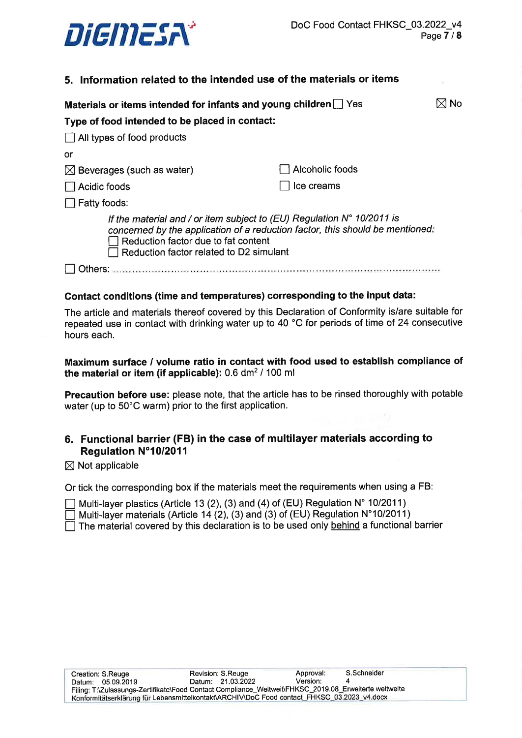## 5. Information related to the intended use of the materials or items

**Materials or items intended for infants and young children** ☐ Yes ☒ No

**Type of food intended to be placed in contact:**

☐ All types of food products

or

☒ Beverages (such as water)

☐ Alcoholic foods

☐ Acidic foods

☐ Ice creams

☐ Fatty foods:

*If the material and / or item subject to (EU) Regulation N° 10/2011 is concerned by the application of a reduction factor, this should be mentioned:*

☐ Reduction factor due to fat content

☐ Reduction factor related to D2 simulant

☐ Others: ..............................................................................................................

**Contact conditions (time and temperatures) corresponding to the input data:**

The article and materials thereof covered by this Declaration of Conformity is/are suitable for repeated use in contact with drinking water up to 40 °C for periods of time of 24 consecutive hours each.

**Maximum surface / volume ratio in contact with food used to establish compliance of the material or item (if applicable):** 0.6 $dm^2$ / 100 ml

**Precaution before use:** please note, that the article has to be rinsed thoroughly with potable water (up to 50°C warm) prior to the first application.

## 6. Functional barrier (FB) in the case of multilayer materials according to Regulation N°10/2011

☒ Not applicable

Or tick the corresponding box if the materials meet the requirements when using a FB:

☐ Multi-layer plastics (Article 13 (2), (3) and (4) of (EU) Regulation N° 10/2011)

☐ Multi-layer materials (Article 14 (2), (3) and (3) of (EU) Regulation N°10/2011)

☐ The material covered by this declaration is to be used only behind a functional barrier

| Creation: S.Reuge | Revision: S.Reuge | Approval: | S.Schneider |
|---|---|---|---|
| Datum: 05.09.2019 | Datum: 21.03.2022 | Version: | 4 |

Filing: T:\Zulassungs-Zertifikate\Food Contact Compliance_Weltweit\FHKSC_2019.08_Erweiterte weltweite Konformitätserklärung für Lebensmittelkontakt\ARCHIV\DoC Food contact_FHKSC_03.2023_v4.docx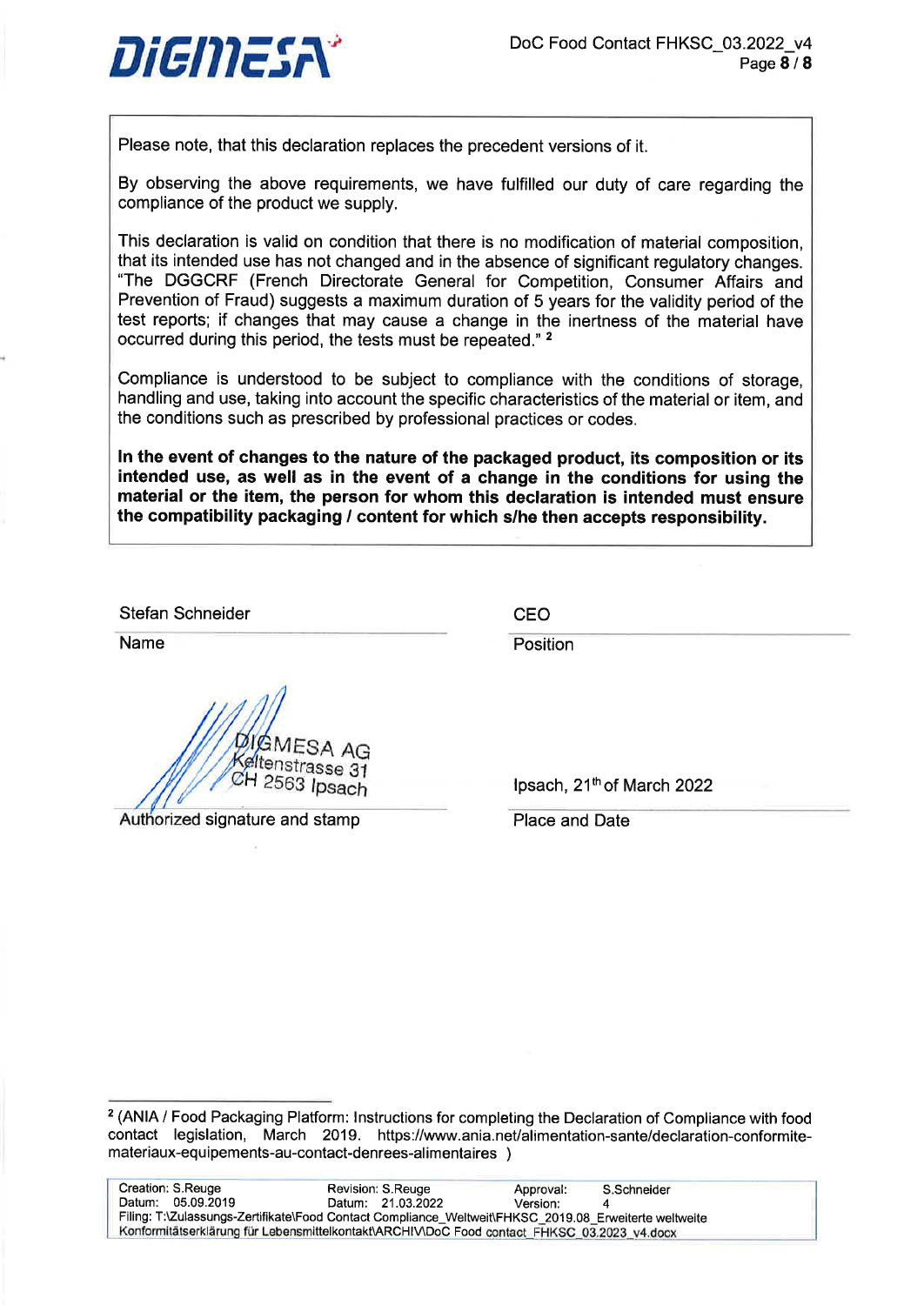Please note, that this declaration replaces the precedent versions of it.

By observing the above requirements, we have fulfilled our duty of care regarding the compliance of the product we supply.

This declaration is valid on condition that there is no modification of material composition, that its intended use has not changed and in the absence of significant regulatory changes. "The DGGCRF (French Directorate General for Competition, Consumer Affairs and Prevention of Fraud) suggests a maximum duration of 5 years for the validity period of the test reports; if changes that may cause a change in the inertness of the material have occurred during this period, the tests must be repeated." [2]

Compliance is understood to be subject to compliance with the conditions of storage, handling and use, taking into account the specific characteristics of the material or item, and the conditions such as prescribed by professional practices or codes.

**In the event of changes to the nature of the packaged product, its composition or its intended use, as well as in the event of a change in the conditions for using the material or the item, the person for whom this declaration is intended must ensure the compatibility packaging / content for which s/he then accepts responsibility.**

| | |
|---|---|
| Stefan Schneider | CEO |
| Name | Position |
| DIGMESA AG<br>Keltenstrasse 31<br>CH 2563 Ipsach | Ipsach, 21th of March 2022 |
| Authorized signature and stamp | Place and Date |

[2] (ANIA / Food Packaging Platform: Instructions for completing the Declaration of Compliance with food contact legislation, March 2019. https://www.ania.net/alimentation-sante/declaration-conformite-materiaux-equipements-au-contact-denrees-alimentaires )

| | | | |
|---|---|---|---|
| Creation: S.Reuge | Revision: S.Reuge | Approval: | S.Schneider |
| Datum: 05.09.2019 | Datum: 21.03.2022 | Version: | 4 |

Filing: T:\Zulassungs-Zertifikate\Food Contact Compliance_Weltweit\FHKSC_2019.08_Erweiterte weltweite Konformitätserklärung für Lebensmittelkontakt\ARCHIV\DoC Food contact_FHKSC_03.2023_v4.docx